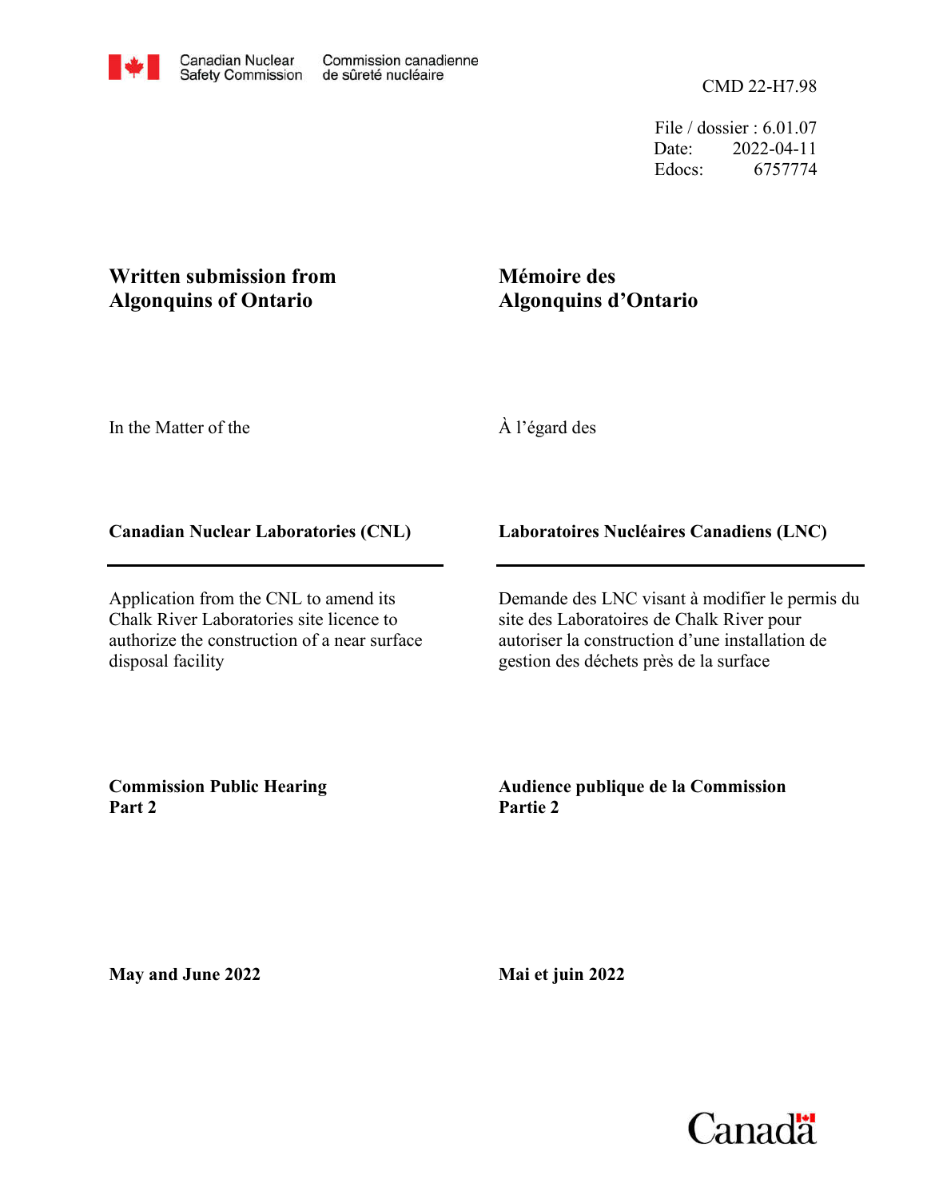Canadian Nuclear Safety Commission / Commission canadienne de sûreté nucléaire

CMD 22-H7.98

File / dossier : 6.01.07
Date: 2022-04-11
Edocs: 6757774

# Written submission from Algonquins of Ontario

# Mémoire des Algonquins d'Ontario

In the Matter of the

À l'égard des

**Canadian Nuclear Laboratories (CNL)**

**Laboratoires Nucléaires Canadiens (LNC)**

Application from the CNL to amend its Chalk River Laboratories site licence to authorize the construction of a near surface disposal facility

Demande des LNC visant à modifier le permis du site des Laboratoires de Chalk River pour autoriser la construction d'une installation de gestion des déchets près de la surface

**Commission Public Hearing**
**Part 2**

**Audience publique de la Commission**
**Partie 2**

**May and June 2022**

**Mai et juin 2022**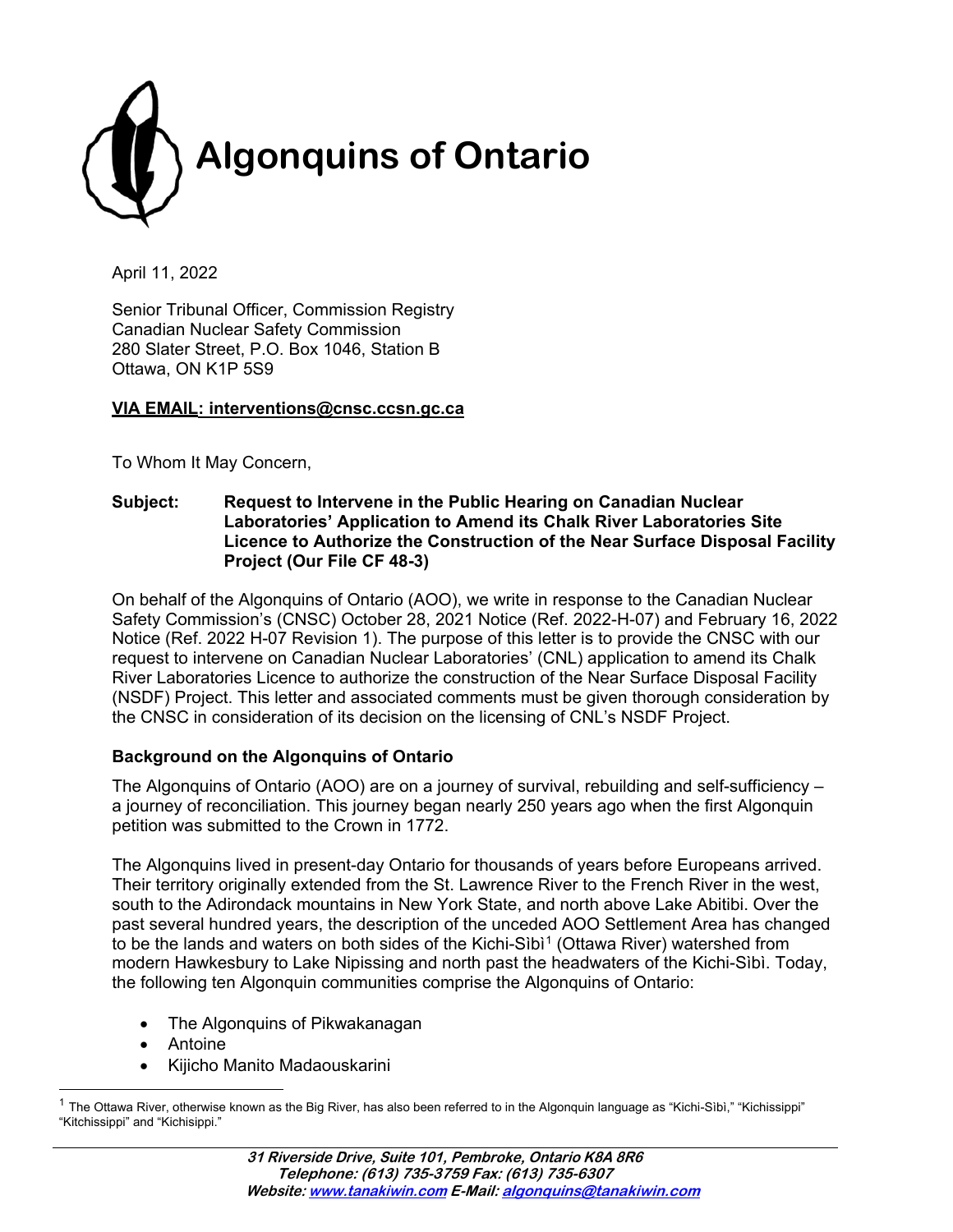# Algonquins of Ontario

April 11, 2022

Senior Tribunal Officer, Commission Registry
Canadian Nuclear Safety Commission
280 Slater Street, P.O. Box 1046, Station B
Ottawa, ON K1P 5S9

**VIA EMAIL: interventions@cnsc.ccsn.gc.ca**

To Whom It May Concern,

**Subject: Request to Intervene in the Public Hearing on Canadian Nuclear Laboratories' Application to Amend its Chalk River Laboratories Site Licence to Authorize the Construction of the Near Surface Disposal Facility Project (Our File CF 48-3)**

On behalf of the Algonquins of Ontario (AOO), we write in response to the Canadian Nuclear Safety Commission's (CNSC) October 28, 2021 Notice (Ref. 2022-H-07) and February 16, 2022 Notice (Ref. 2022 H-07 Revision 1). The purpose of this letter is to provide the CNSC with our request to intervene on Canadian Nuclear Laboratories' (CNL) application to amend its Chalk River Laboratories Licence to authorize the construction of the Near Surface Disposal Facility (NSDF) Project. This letter and associated comments must be given thorough consideration by the CNSC in consideration of its decision on the licensing of CNL's NSDF Project.

### Background on the Algonquins of Ontario

The Algonquins of Ontario (AOO) are on a journey of survival, rebuilding and self-sufficiency – a journey of reconciliation. This journey began nearly 250 years ago when the first Algonquin petition was submitted to the Crown in 1772.

The Algonquins lived in present-day Ontario for thousands of years before Europeans arrived. Their territory originally extended from the St. Lawrence River to the French River in the west, south to the Adirondack mountains in New York State, and north above Lake Abitibi. Over the past several hundred years, the description of the unceded AOO Settlement Area has changed to be the lands and waters on both sides of the Kichi-Sìbì[1] (Ottawa River) watershed from modern Hawkesbury to Lake Nipissing and north past the headwaters of the Kichi-Sìbì. Today, the following ten Algonquin communities comprise the Algonquins of Ontario:

- The Algonquins of Pikwakanagan
- Antoine
- Kijicho Manito Madaouskarini

[1] The Ottawa River, otherwise known as the Big River, has also been referred to in the Algonquin language as "Kichi-Sìbì," "Kichissippi" "Kitchissippi" and "Kichisippi."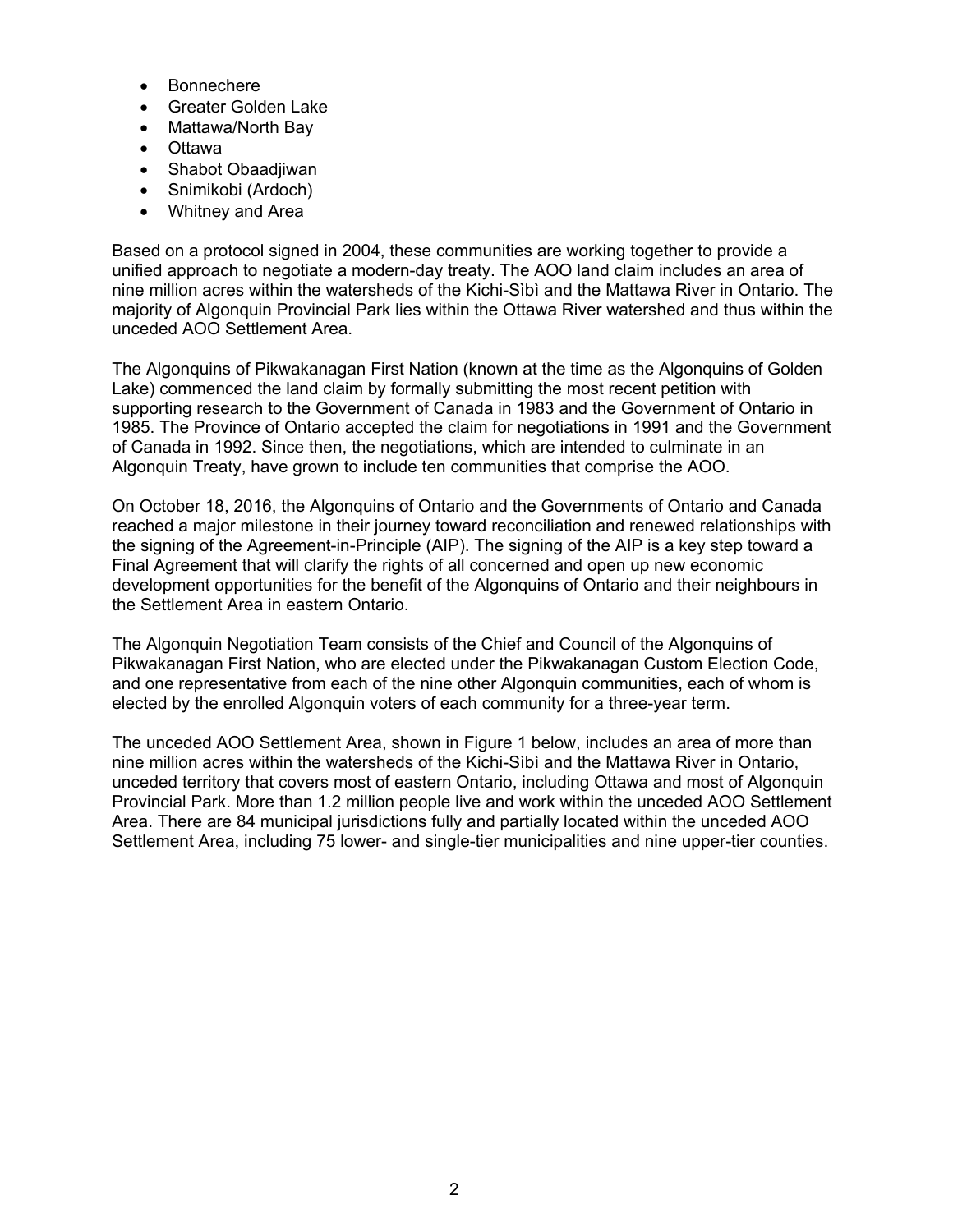- Bonnechere
- Greater Golden Lake
- Mattawa/North Bay
- Ottawa
- Shabot Obaadjiwan
- Snimikobi (Ardoch)
- Whitney and Area

Based on a protocol signed in 2004, these communities are working together to provide a unified approach to negotiate a modern-day treaty. The AOO land claim includes an area of nine million acres within the watersheds of the Kichi-Sìbì and the Mattawa River in Ontario. The majority of Algonquin Provincial Park lies within the Ottawa River watershed and thus within the unceded AOO Settlement Area.

The Algonquins of Pikwakanagan First Nation (known at the time as the Algonquins of Golden Lake) commenced the land claim by formally submitting the most recent petition with supporting research to the Government of Canada in 1983 and the Government of Ontario in 1985. The Province of Ontario accepted the claim for negotiations in 1991 and the Government of Canada in 1992. Since then, the negotiations, which are intended to culminate in an Algonquin Treaty, have grown to include ten communities that comprise the AOO.

On October 18, 2016, the Algonquins of Ontario and the Governments of Ontario and Canada reached a major milestone in their journey toward reconciliation and renewed relationships with the signing of the Agreement-in-Principle (AIP). The signing of the AIP is a key step toward a Final Agreement that will clarify the rights of all concerned and open up new economic development opportunities for the benefit of the Algonquins of Ontario and their neighbours in the Settlement Area in eastern Ontario.

The Algonquin Negotiation Team consists of the Chief and Council of the Algonquins of Pikwakanagan First Nation, who are elected under the Pikwakanagan Custom Election Code, and one representative from each of the nine other Algonquin communities, each of whom is elected by the enrolled Algonquin voters of each community for a three-year term.

The unceded AOO Settlement Area, shown in Figure 1 below, includes an area of more than nine million acres within the watersheds of the Kichi-Sìbì and the Mattawa River in Ontario, unceded territory that covers most of eastern Ontario, including Ottawa and most of Algonquin Provincial Park. More than 1.2 million people live and work within the unceded AOO Settlement Area. There are 84 municipal jurisdictions fully and partially located within the unceded AOO Settlement Area, including 75 lower- and single-tier municipalities and nine upper-tier counties.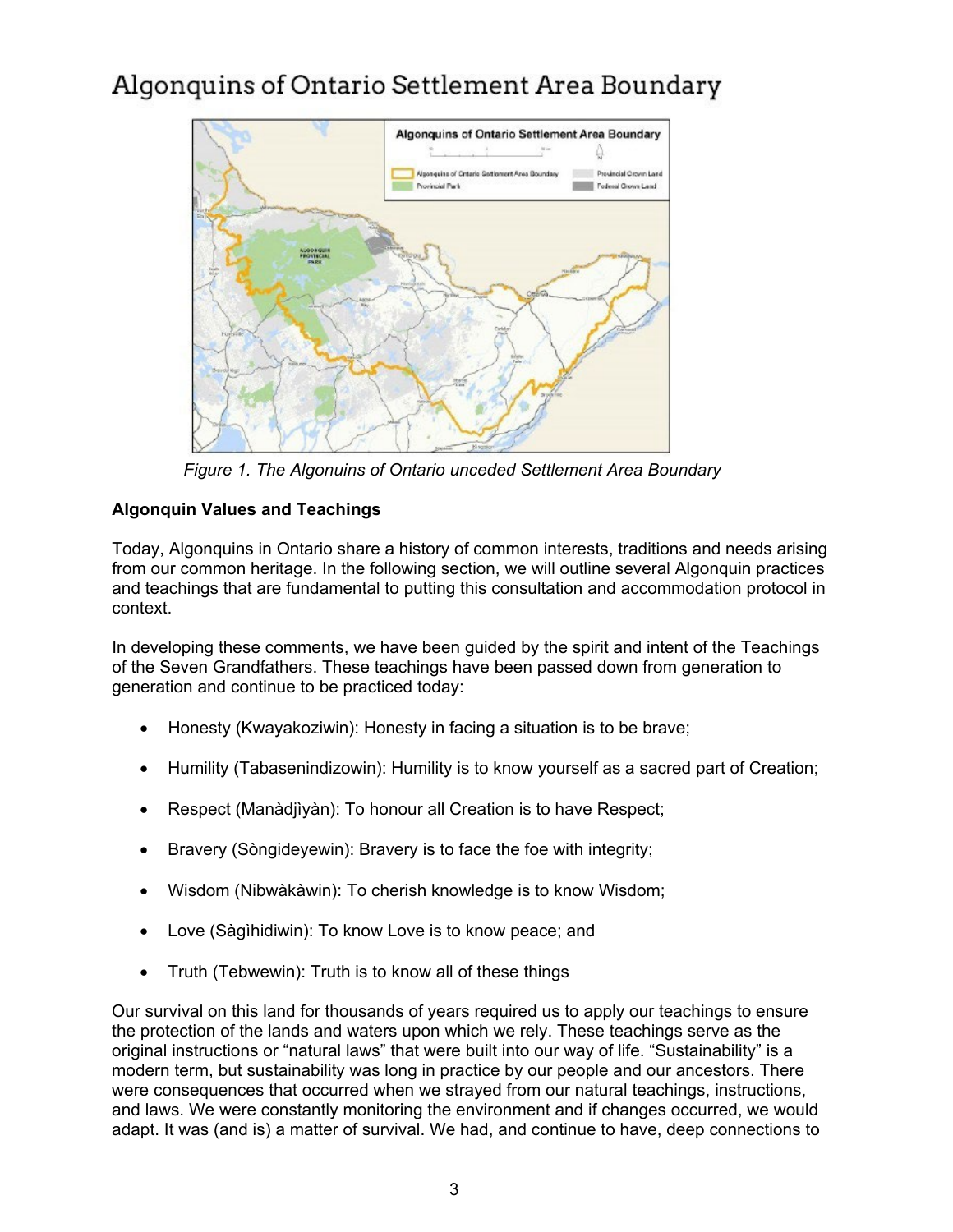# Algonquins of Ontario Settlement Area Boundary

*Figure 1. The Algonuins of Ontario unceded Settlement Area Boundary*

**Algonquin Values and Teachings**

Today, Algonquins in Ontario share a history of common interests, traditions and needs arising from our common heritage. In the following section, we will outline several Algonquin practices and teachings that are fundamental to putting this consultation and accommodation protocol in context.

In developing these comments, we have been guided by the spirit and intent of the Teachings of the Seven Grandfathers. These teachings have been passed down from generation to generation and continue to be practiced today:

- Honesty (Kwayakoziwin): Honesty in facing a situation is to be brave;
- Humility (Tabasenindizowin): Humility is to know yourself as a sacred part of Creation;
- Respect (Manàdjìyàn): To honour all Creation is to have Respect;
- Bravery (Sòngideyewin): Bravery is to face the foe with integrity;
- Wisdom (Nibwàkàwin): To cherish knowledge is to know Wisdom;
- Love (Sàgìhidiwin): To know Love is to know peace; and
- Truth (Tebwewin): Truth is to know all of these things

Our survival on this land for thousands of years required us to apply our teachings to ensure the protection of the lands and waters upon which we rely. These teachings serve as the original instructions or "natural laws" that were built into our way of life. "Sustainability" is a modern term, but sustainability was long in practice by our people and our ancestors. There were consequences that occurred when we strayed from our natural teachings, instructions, and laws. We were constantly monitoring the environment and if changes occurred, we would adapt. It was (and is) a matter of survival. We had, and continue to have, deep connections to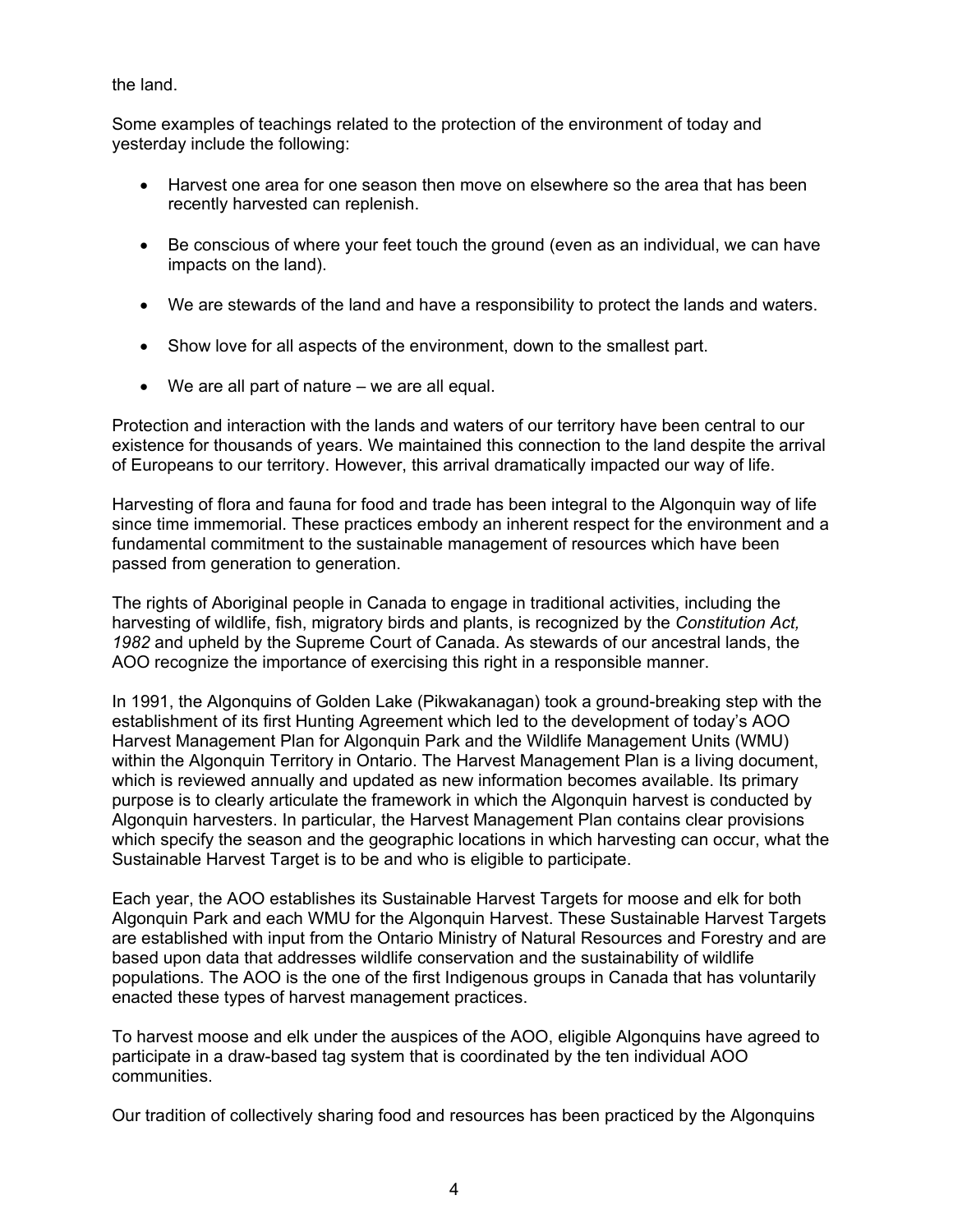the land.

Some examples of teachings related to the protection of the environment of today and yesterday include the following:

- Harvest one area for one season then move on elsewhere so the area that has been recently harvested can replenish.
- Be conscious of where your feet touch the ground (even as an individual, we can have impacts on the land).
- We are stewards of the land and have a responsibility to protect the lands and waters.
- Show love for all aspects of the environment, down to the smallest part.
- We are all part of nature – we are all equal.

Protection and interaction with the lands and waters of our territory have been central to our existence for thousands of years. We maintained this connection to the land despite the arrival of Europeans to our territory. However, this arrival dramatically impacted our way of life.

Harvesting of flora and fauna for food and trade has been integral to the Algonquin way of life since time immemorial. These practices embody an inherent respect for the environment and a fundamental commitment to the sustainable management of resources which have been passed from generation to generation.

The rights of Aboriginal people in Canada to engage in traditional activities, including the harvesting of wildlife, fish, migratory birds and plants, is recognized by the *Constitution Act, 1982* and upheld by the Supreme Court of Canada. As stewards of our ancestral lands, the AOO recognize the importance of exercising this right in a responsible manner.

In 1991, the Algonquins of Golden Lake (Pikwakanagan) took a ground-breaking step with the establishment of its first Hunting Agreement which led to the development of today's AOO Harvest Management Plan for Algonquin Park and the Wildlife Management Units (WMU) within the Algonquin Territory in Ontario. The Harvest Management Plan is a living document, which is reviewed annually and updated as new information becomes available. Its primary purpose is to clearly articulate the framework in which the Algonquin harvest is conducted by Algonquin harvesters. In particular, the Harvest Management Plan contains clear provisions which specify the season and the geographic locations in which harvesting can occur, what the Sustainable Harvest Target is to be and who is eligible to participate.

Each year, the AOO establishes its Sustainable Harvest Targets for moose and elk for both Algonquin Park and each WMU for the Algonquin Harvest. These Sustainable Harvest Targets are established with input from the Ontario Ministry of Natural Resources and Forestry and are based upon data that addresses wildlife conservation and the sustainability of wildlife populations. The AOO is the one of the first Indigenous groups in Canada that has voluntarily enacted these types of harvest management practices.

To harvest moose and elk under the auspices of the AOO, eligible Algonquins have agreed to participate in a draw-based tag system that is coordinated by the ten individual AOO communities.

Our tradition of collectively sharing food and resources has been practiced by the Algonquins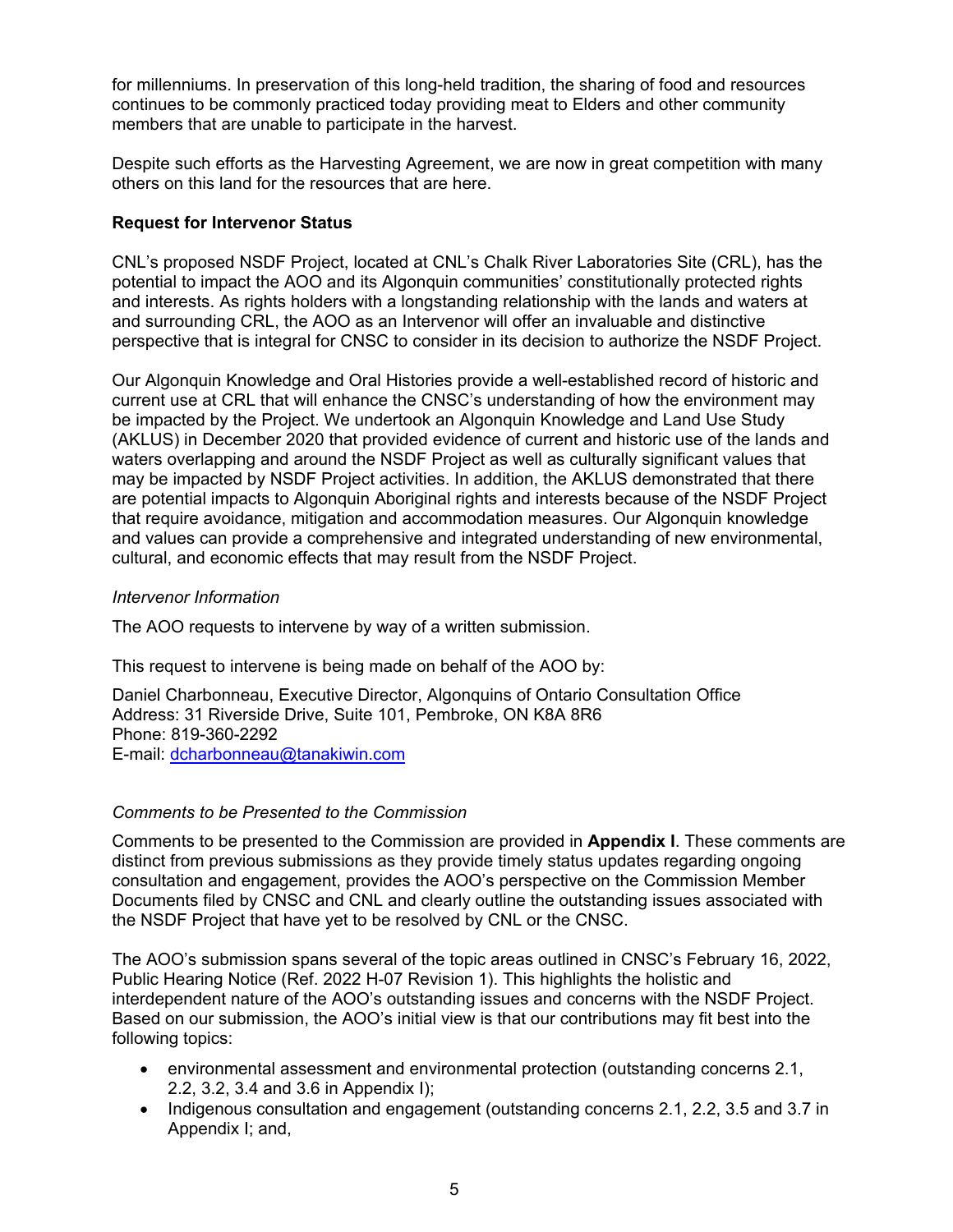for millenniums. In preservation of this long-held tradition, the sharing of food and resources continues to be commonly practiced today providing meat to Elders and other community members that are unable to participate in the harvest.

Despite such efforts as the Harvesting Agreement, we are now in great competition with many others on this land for the resources that are here.

**Request for Intervenor Status**

CNL's proposed NSDF Project, located at CNL's Chalk River Laboratories Site (CRL), has the potential to impact the AOO and its Algonquin communities' constitutionally protected rights and interests. As rights holders with a longstanding relationship with the lands and waters at and surrounding CRL, the AOO as an Intervenor will offer an invaluable and distinctive perspective that is integral for CNSC to consider in its decision to authorize the NSDF Project.

Our Algonquin Knowledge and Oral Histories provide a well-established record of historic and current use at CRL that will enhance the CNSC's understanding of how the environment may be impacted by the Project. We undertook an Algonquin Knowledge and Land Use Study (AKLUS) in December 2020 that provided evidence of current and historic use of the lands and waters overlapping and around the NSDF Project as well as culturally significant values that may be impacted by NSDF Project activities. In addition, the AKLUS demonstrated that there are potential impacts to Algonquin Aboriginal rights and interests because of the NSDF Project that require avoidance, mitigation and accommodation measures. Our Algonquin knowledge and values can provide a comprehensive and integrated understanding of new environmental, cultural, and economic effects that may result from the NSDF Project.

*Intervenor Information*

The AOO requests to intervene by way of a written submission.

This request to intervene is being made on behalf of the AOO by:

Daniel Charbonneau, Executive Director, Algonquins of Ontario Consultation Office
Address: 31 Riverside Drive, Suite 101, Pembroke, ON K8A 8R6
Phone: 819-360-2292
E-mail: dcharbonneau@tanakiwin.com

*Comments to be Presented to the Commission*

Comments to be presented to the Commission are provided in **Appendix I**. These comments are distinct from previous submissions as they provide timely status updates regarding ongoing consultation and engagement, provides the AOO's perspective on the Commission Member Documents filed by CNSC and CNL and clearly outline the outstanding issues associated with the NSDF Project that have yet to be resolved by CNL or the CNSC.

The AOO's submission spans several of the topic areas outlined in CNSC's February 16, 2022, Public Hearing Notice (Ref. 2022 H-07 Revision 1). This highlights the holistic and interdependent nature of the AOO's outstanding issues and concerns with the NSDF Project. Based on our submission, the AOO's initial view is that our contributions may fit best into the following topics:

- environmental assessment and environmental protection (outstanding concerns 2.1, 2.2, 3.2, 3.4 and 3.6 in Appendix I);
- Indigenous consultation and engagement (outstanding concerns 2.1, 2.2, 3.5 and 3.7 in Appendix I; and,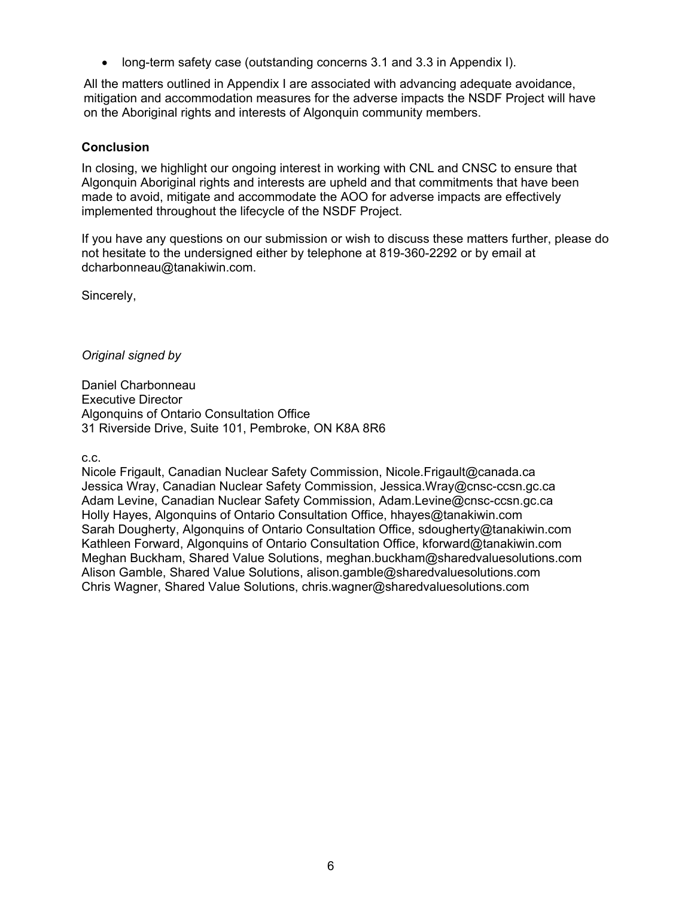- long-term safety case (outstanding concerns 3.1 and 3.3 in Appendix I).

All the matters outlined in Appendix I are associated with advancing adequate avoidance, mitigation and accommodation measures for the adverse impacts the NSDF Project will have on the Aboriginal rights and interests of Algonquin community members.

**Conclusion**

In closing, we highlight our ongoing interest in working with CNL and CNSC to ensure that Algonquin Aboriginal rights and interests are upheld and that commitments that have been made to avoid, mitigate and accommodate the AOO for adverse impacts are effectively implemented throughout the lifecycle of the NSDF Project.

If you have any questions on our submission or wish to discuss these matters further, please do not hesitate to the undersigned either by telephone at 819-360-2292 or by email at dcharbonneau@tanakiwin.com.

Sincerely,

*Original signed by*

Daniel Charbonneau
Executive Director
Algonquins of Ontario Consultation Office
31 Riverside Drive, Suite 101, Pembroke, ON K8A 8R6

c.c.
Nicole Frigault, Canadian Nuclear Safety Commission, Nicole.Frigault@canada.ca
Jessica Wray, Canadian Nuclear Safety Commission, Jessica.Wray@cnsc-ccsn.gc.ca
Adam Levine, Canadian Nuclear Safety Commission, Adam.Levine@cnsc-ccsn.gc.ca
Holly Hayes, Algonquins of Ontario Consultation Office, hhayes@tanakiwin.com
Sarah Dougherty, Algonquins of Ontario Consultation Office, sdougherty@tanakiwin.com
Kathleen Forward, Algonquins of Ontario Consultation Office, kforward@tanakiwin.com
Meghan Buckham, Shared Value Solutions, meghan.buckham@sharedvaluesolutions.com
Alison Gamble, Shared Value Solutions, alison.gamble@sharedvaluesolutions.com
Chris Wagner, Shared Value Solutions, chris.wagner@sharedvaluesolutions.com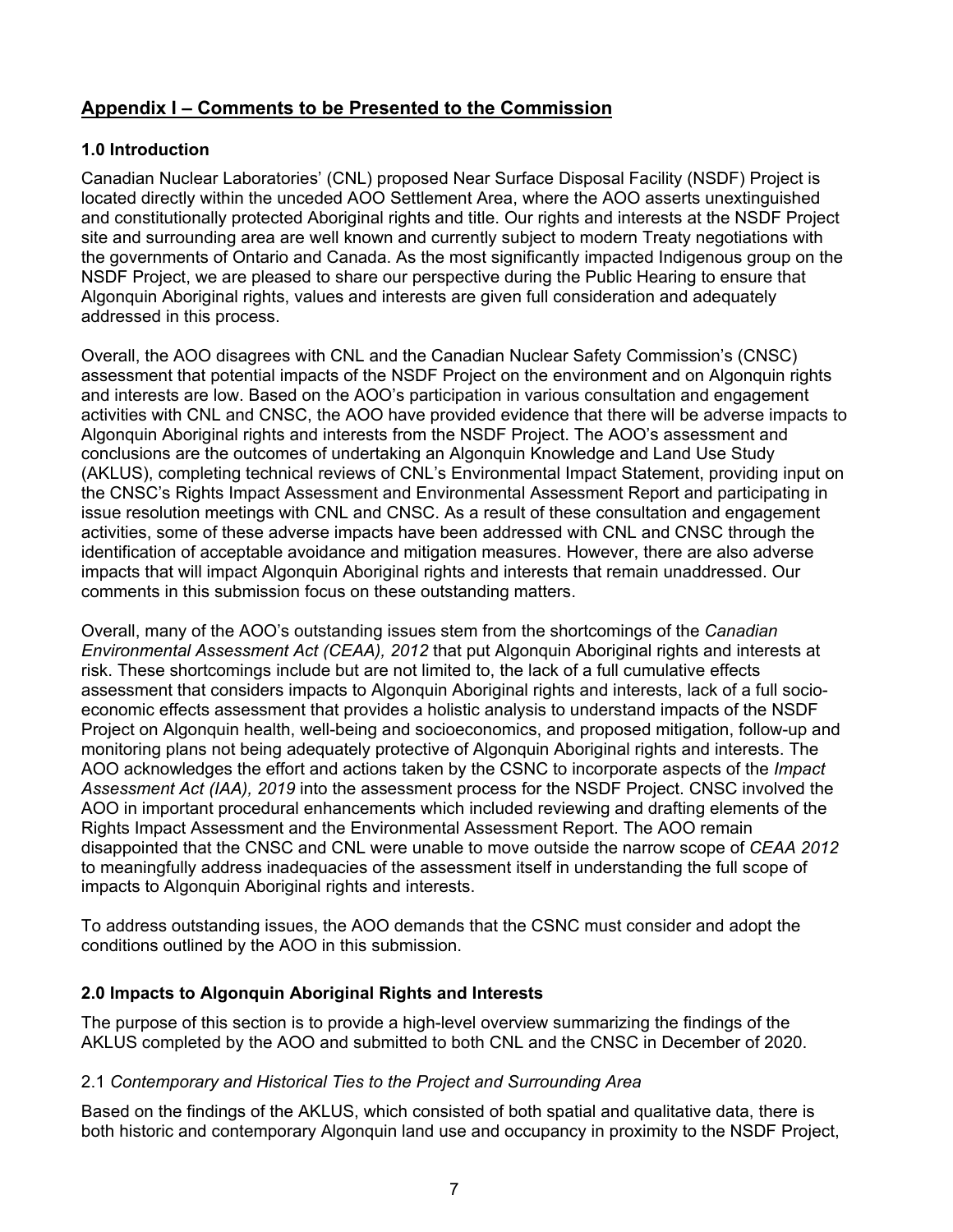## Appendix I – Comments to be Presented to the Commission

### 1.0 Introduction

Canadian Nuclear Laboratories' (CNL) proposed Near Surface Disposal Facility (NSDF) Project is located directly within the unceded AOO Settlement Area, where the AOO asserts unextinguished and constitutionally protected Aboriginal rights and title. Our rights and interests at the NSDF Project site and surrounding area are well known and currently subject to modern Treaty negotiations with the governments of Ontario and Canada. As the most significantly impacted Indigenous group on the NSDF Project, we are pleased to share our perspective during the Public Hearing to ensure that Algonquin Aboriginal rights, values and interests are given full consideration and adequately addressed in this process.

Overall, the AOO disagrees with CNL and the Canadian Nuclear Safety Commission's (CNSC) assessment that potential impacts of the NSDF Project on the environment and on Algonquin rights and interests are low. Based on the AOO's participation in various consultation and engagement activities with CNL and CNSC, the AOO have provided evidence that there will be adverse impacts to Algonquin Aboriginal rights and interests from the NSDF Project. The AOO's assessment and conclusions are the outcomes of undertaking an Algonquin Knowledge and Land Use Study (AKLUS), completing technical reviews of CNL's Environmental Impact Statement, providing input on the CNSC's Rights Impact Assessment and Environmental Assessment Report and participating in issue resolution meetings with CNL and CNSC. As a result of these consultation and engagement activities, some of these adverse impacts have been addressed with CNL and CNSC through the identification of acceptable avoidance and mitigation measures. However, there are also adverse impacts that will impact Algonquin Aboriginal rights and interests that remain unaddressed. Our comments in this submission focus on these outstanding matters.

Overall, many of the AOO's outstanding issues stem from the shortcomings of the *Canadian Environmental Assessment Act (CEAA), 2012* that put Algonquin Aboriginal rights and interests at risk. These shortcomings include but are not limited to, the lack of a full cumulative effects assessment that considers impacts to Algonquin Aboriginal rights and interests, lack of a full socio-economic effects assessment that provides a holistic analysis to understand impacts of the NSDF Project on Algonquin health, well-being and socioeconomics, and proposed mitigation, follow-up and monitoring plans not being adequately protective of Algonquin Aboriginal rights and interests. The AOO acknowledges the effort and actions taken by the CSNC to incorporate aspects of the *Impact Assessment Act (IAA), 2019* into the assessment process for the NSDF Project. CNSC involved the AOO in important procedural enhancements which included reviewing and drafting elements of the Rights Impact Assessment and the Environmental Assessment Report. The AOO remain disappointed that the CNSC and CNL were unable to move outside the narrow scope of *CEAA 2012* to meaningfully address inadequacies of the assessment itself in understanding the full scope of impacts to Algonquin Aboriginal rights and interests.

To address outstanding issues, the AOO demands that the CSNC must consider and adopt the conditions outlined by the AOO in this submission.

### 2.0 Impacts to Algonquin Aboriginal Rights and Interests

The purpose of this section is to provide a high-level overview summarizing the findings of the AKLUS completed by the AOO and submitted to both CNL and the CNSC in December of 2020.

#### 2.1 *Contemporary and Historical Ties to the Project and Surrounding Area*

Based on the findings of the AKLUS, which consisted of both spatial and qualitative data, there is both historic and contemporary Algonquin land use and occupancy in proximity to the NSDF Project,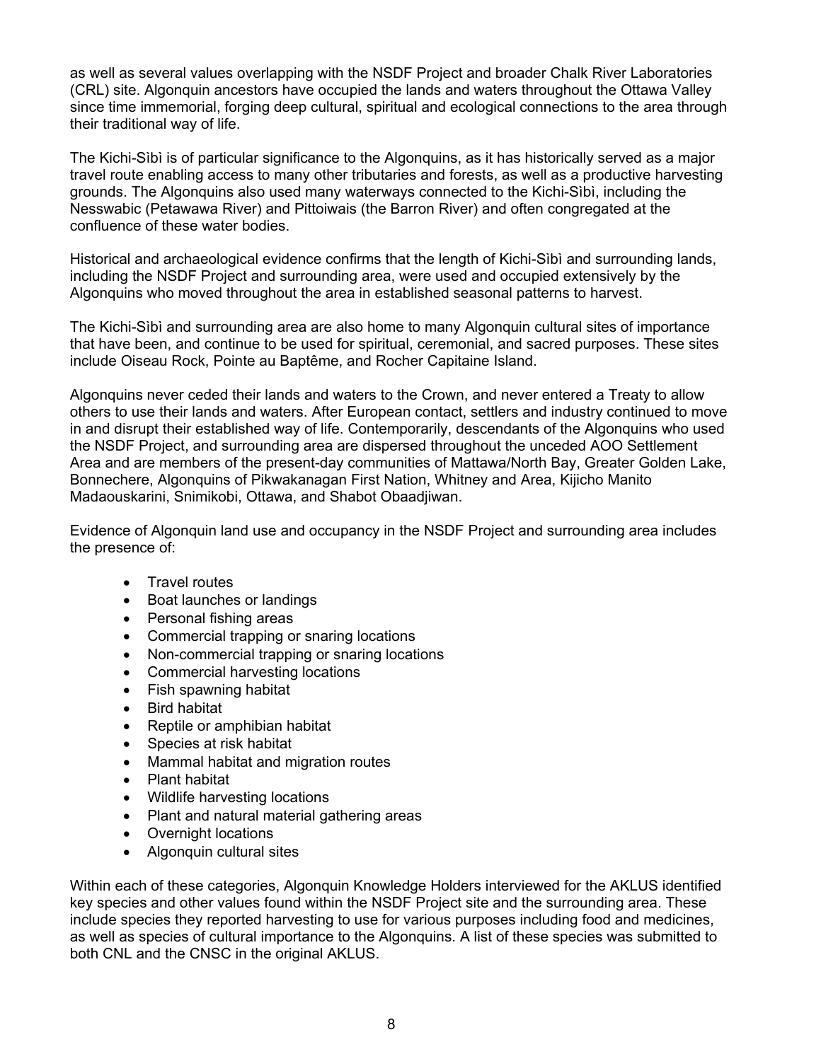as well as several values overlapping with the NSDF Project and broader Chalk River Laboratories (CRL) site. Algonquin ancestors have occupied the lands and waters throughout the Ottawa Valley since time immemorial, forging deep cultural, spiritual and ecological connections to the area through their traditional way of life.

The Kichi-Sìbì is of particular significance to the Algonquins, as it has historically served as a major travel route enabling access to many other tributaries and forests, as well as a productive harvesting grounds. The Algonquins also used many waterways connected to the Kichi-Sìbì, including the Nesswabic (Petawawa River) and Pittoiwais (the Barron River) and often congregated at the confluence of these water bodies.

Historical and archaeological evidence confirms that the length of Kichi-Sìbì and surrounding lands, including the NSDF Project and surrounding area, were used and occupied extensively by the Algonquins who moved throughout the area in established seasonal patterns to harvest.

The Kichi-Sìbì and surrounding area are also home to many Algonquin cultural sites of importance that have been, and continue to be used for spiritual, ceremonial, and sacred purposes. These sites include Oiseau Rock, Pointe au Baptême, and Rocher Capitaine Island.

Algonquins never ceded their lands and waters to the Crown, and never entered a Treaty to allow others to use their lands and waters. After European contact, settlers and industry continued to move in and disrupt their established way of life. Contemporarily, descendants of the Algonquins who used the NSDF Project, and surrounding area are dispersed throughout the unceded AOO Settlement Area and are members of the present-day communities of Mattawa/North Bay, Greater Golden Lake, Bonnechere, Algonquins of Pikwakanagan First Nation, Whitney and Area, Kijicho Manito Madaouskarini, Snimikobi, Ottawa, and Shabot Obaadjiwan.

Evidence of Algonquin land use and occupancy in the NSDF Project and surrounding area includes the presence of:

- Travel routes
- Boat launches or landings
- Personal fishing areas
- Commercial trapping or snaring locations
- Non-commercial trapping or snaring locations
- Commercial harvesting locations
- Fish spawning habitat
- Bird habitat
- Reptile or amphibian habitat
- Species at risk habitat
- Mammal habitat and migration routes
- Plant habitat
- Wildlife harvesting locations
- Plant and natural material gathering areas
- Overnight locations
- Algonquin cultural sites

Within each of these categories, Algonquin Knowledge Holders interviewed for the AKLUS identified key species and other values found within the NSDF Project site and the surrounding area. These include species they reported harvesting to use for various purposes including food and medicines, as well as species of cultural importance to the Algonquins. A list of these species was submitted to both CNL and the CNSC in the original AKLUS.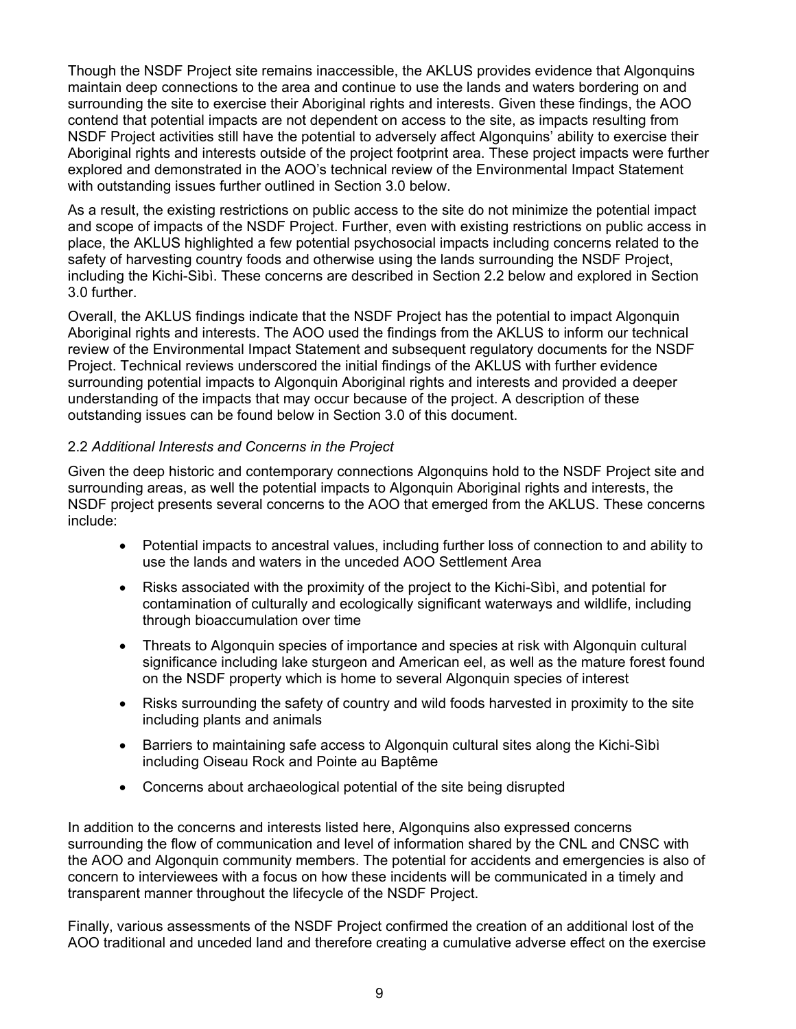Though the NSDF Project site remains inaccessible, the AKLUS provides evidence that Algonquins maintain deep connections to the area and continue to use the lands and waters bordering on and surrounding the site to exercise their Aboriginal rights and interests. Given these findings, the AOO contend that potential impacts are not dependent on access to the site, as impacts resulting from NSDF Project activities still have the potential to adversely affect Algonquins' ability to exercise their Aboriginal rights and interests outside of the project footprint area. These project impacts were further explored and demonstrated in the AOO's technical review of the Environmental Impact Statement with outstanding issues further outlined in Section 3.0 below.

As a result, the existing restrictions on public access to the site do not minimize the potential impact and scope of impacts of the NSDF Project. Further, even with existing restrictions on public access in place, the AKLUS highlighted a few potential psychosocial impacts including concerns related to the safety of harvesting country foods and otherwise using the lands surrounding the NSDF Project, including the Kichi-Sìbì. These concerns are described in Section 2.2 below and explored in Section 3.0 further.

Overall, the AKLUS findings indicate that the NSDF Project has the potential to impact Algonquin Aboriginal rights and interests. The AOO used the findings from the AKLUS to inform our technical review of the Environmental Impact Statement and subsequent regulatory documents for the NSDF Project. Technical reviews underscored the initial findings of the AKLUS with further evidence surrounding potential impacts to Algonquin Aboriginal rights and interests and provided a deeper understanding of the impacts that may occur because of the project. A description of these outstanding issues can be found below in Section 3.0 of this document.

### 2.2 *Additional Interests and Concerns in the Project*

Given the deep historic and contemporary connections Algonquins hold to the NSDF Project site and surrounding areas, as well the potential impacts to Algonquin Aboriginal rights and interests, the NSDF project presents several concerns to the AOO that emerged from the AKLUS. These concerns include:

- Potential impacts to ancestral values, including further loss of connection to and ability to use the lands and waters in the unceded AOO Settlement Area
- Risks associated with the proximity of the project to the Kichi-Sìbì, and potential for contamination of culturally and ecologically significant waterways and wildlife, including through bioaccumulation over time
- Threats to Algonquin species of importance and species at risk with Algonquin cultural significance including lake sturgeon and American eel, as well as the mature forest found on the NSDF property which is home to several Algonquin species of interest
- Risks surrounding the safety of country and wild foods harvested in proximity to the site including plants and animals
- Barriers to maintaining safe access to Algonquin cultural sites along the Kichi-Sìbì including Oiseau Rock and Pointe au Baptême
- Concerns about archaeological potential of the site being disrupted

In addition to the concerns and interests listed here, Algonquins also expressed concerns surrounding the flow of communication and level of information shared by the CNL and CNSC with the AOO and Algonquin community members. The potential for accidents and emergencies is also of concern to interviewees with a focus on how these incidents will be communicated in a timely and transparent manner throughout the lifecycle of the NSDF Project.

Finally, various assessments of the NSDF Project confirmed the creation of an additional lost of the AOO traditional and unceded land and therefore creating a cumulative adverse effect on the exercise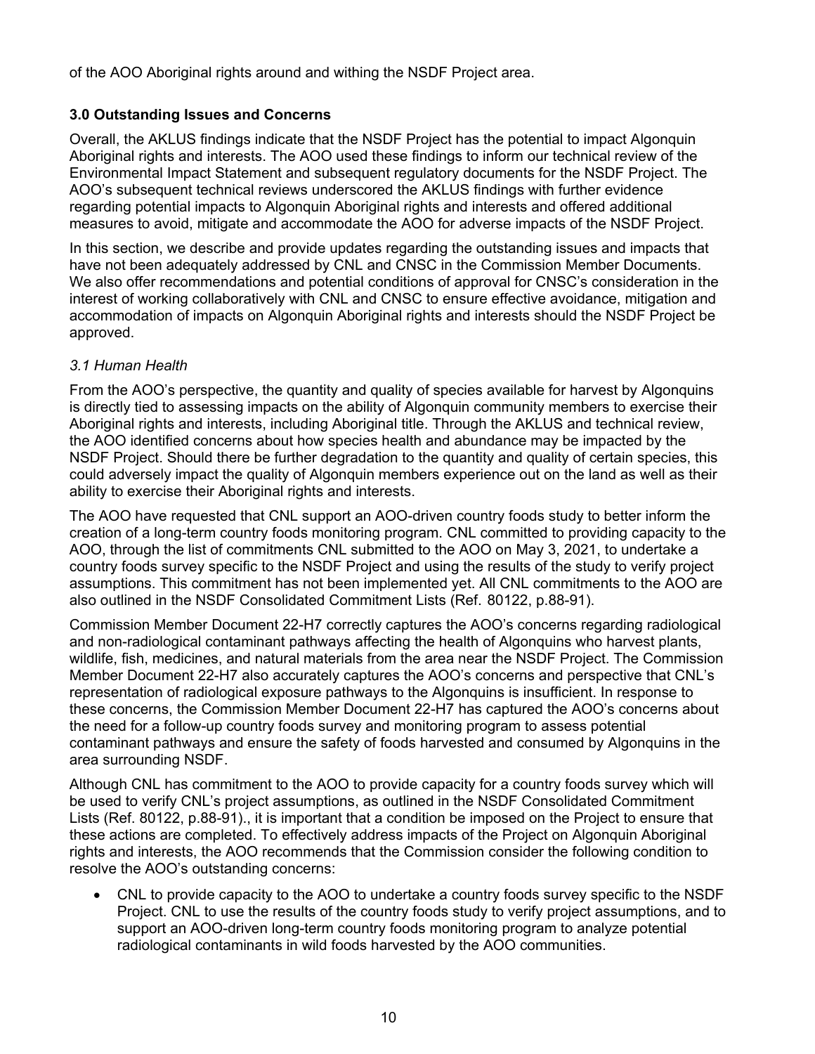of the AOO Aboriginal rights around and withing the NSDF Project area.

### 3.0 Outstanding Issues and Concerns

Overall, the AKLUS findings indicate that the NSDF Project has the potential to impact Algonquin Aboriginal rights and interests. The AOO used these findings to inform our technical review of the Environmental Impact Statement and subsequent regulatory documents for the NSDF Project. The AOO's subsequent technical reviews underscored the AKLUS findings with further evidence regarding potential impacts to Algonquin Aboriginal rights and interests and offered additional measures to avoid, mitigate and accommodate the AOO for adverse impacts of the NSDF Project.

In this section, we describe and provide updates regarding the outstanding issues and impacts that have not been adequately addressed by CNL and CNSC in the Commission Member Documents. We also offer recommendations and potential conditions of approval for CNSC's consideration in the interest of working collaboratively with CNL and CNSC to ensure effective avoidance, mitigation and accommodation of impacts on Algonquin Aboriginal rights and interests should the NSDF Project be approved.

#### *3.1 Human Health*

From the AOO's perspective, the quantity and quality of species available for harvest by Algonquins is directly tied to assessing impacts on the ability of Algonquin community members to exercise their Aboriginal rights and interests, including Aboriginal title. Through the AKLUS and technical review, the AOO identified concerns about how species health and abundance may be impacted by the NSDF Project. Should there be further degradation to the quantity and quality of certain species, this could adversely impact the quality of Algonquin members experience out on the land as well as their ability to exercise their Aboriginal rights and interests.

The AOO have requested that CNL support an AOO-driven country foods study to better inform the creation of a long-term country foods monitoring program. CNL committed to providing capacity to the AOO, through the list of commitments CNL submitted to the AOO on May 3, 2021, to undertake a country foods survey specific to the NSDF Project and using the results of the study to verify project assumptions. This commitment has not been implemented yet. All CNL commitments to the AOO are also outlined in the NSDF Consolidated Commitment Lists (Ref. 80122, p.88-91).

Commission Member Document 22-H7 correctly captures the AOO's concerns regarding radiological and non-radiological contaminant pathways affecting the health of Algonquins who harvest plants, wildlife, fish, medicines, and natural materials from the area near the NSDF Project. The Commission Member Document 22-H7 also accurately captures the AOO's concerns and perspective that CNL's representation of radiological exposure pathways to the Algonquins is insufficient. In response to these concerns, the Commission Member Document 22-H7 has captured the AOO's concerns about the need for a follow-up country foods survey and monitoring program to assess potential contaminant pathways and ensure the safety of foods harvested and consumed by Algonquins in the area surrounding NSDF.

Although CNL has commitment to the AOO to provide capacity for a country foods survey which will be used to verify CNL's project assumptions, as outlined in the NSDF Consolidated Commitment Lists (Ref. 80122, p.88-91)., it is important that a condition be imposed on the Project to ensure that these actions are completed. To effectively address impacts of the Project on Algonquin Aboriginal rights and interests, the AOO recommends that the Commission consider the following condition to resolve the AOO's outstanding concerns:

- CNL to provide capacity to the AOO to undertake a country foods survey specific to the NSDF Project. CNL to use the results of the country foods study to verify project assumptions, and to support an AOO-driven long-term country foods monitoring program to analyze potential radiological contaminants in wild foods harvested by the AOO communities.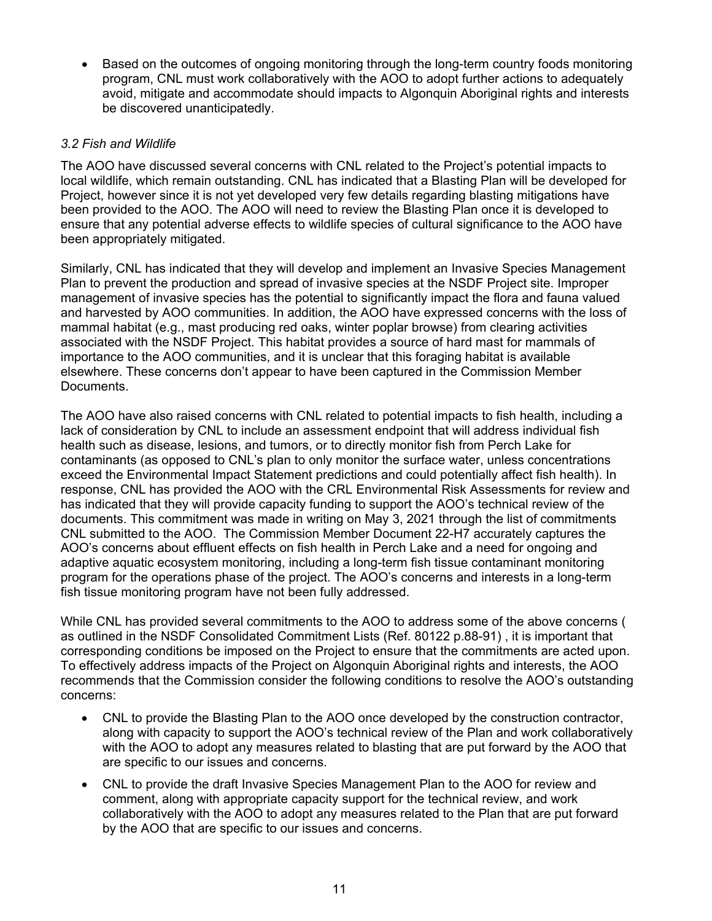- Based on the outcomes of ongoing monitoring through the long-term country foods monitoring program, CNL must work collaboratively with the AOO to adopt further actions to adequately avoid, mitigate and accommodate should impacts to Algonquin Aboriginal rights and interests be discovered unanticipatedly.

### *3.2 Fish and Wildlife*

The AOO have discussed several concerns with CNL related to the Project's potential impacts to local wildlife, which remain outstanding. CNL has indicated that a Blasting Plan will be developed for Project, however since it is not yet developed very few details regarding blasting mitigations have been provided to the AOO. The AOO will need to review the Blasting Plan once it is developed to ensure that any potential adverse effects to wildlife species of cultural significance to the AOO have been appropriately mitigated.

Similarly, CNL has indicated that they will develop and implement an Invasive Species Management Plan to prevent the production and spread of invasive species at the NSDF Project site. Improper management of invasive species has the potential to significantly impact the flora and fauna valued and harvested by AOO communities. In addition, the AOO have expressed concerns with the loss of mammal habitat (e.g., mast producing red oaks, winter poplar browse) from clearing activities associated with the NSDF Project. This habitat provides a source of hard mast for mammals of importance to the AOO communities, and it is unclear that this foraging habitat is available elsewhere. These concerns don't appear to have been captured in the Commission Member Documents.

The AOO have also raised concerns with CNL related to potential impacts to fish health, including a lack of consideration by CNL to include an assessment endpoint that will address individual fish health such as disease, lesions, and tumors, or to directly monitor fish from Perch Lake for contaminants (as opposed to CNL's plan to only monitor the surface water, unless concentrations exceed the Environmental Impact Statement predictions and could potentially affect fish health). In response, CNL has provided the AOO with the CRL Environmental Risk Assessments for review and has indicated that they will provide capacity funding to support the AOO's technical review of the documents. This commitment was made in writing on May 3, 2021 through the list of commitments CNL submitted to the AOO. The Commission Member Document 22-H7 accurately captures the AOO's concerns about effluent effects on fish health in Perch Lake and a need for ongoing and adaptive aquatic ecosystem monitoring, including a long-term fish tissue contaminant monitoring program for the operations phase of the project. The AOO's concerns and interests in a long-term fish tissue monitoring program have not been fully addressed.

While CNL has provided several commitments to the AOO to address some of the above concerns ( as outlined in the NSDF Consolidated Commitment Lists (Ref. 80122 p.88-91) , it is important that corresponding conditions be imposed on the Project to ensure that the commitments are acted upon. To effectively address impacts of the Project on Algonquin Aboriginal rights and interests, the AOO recommends that the Commission consider the following conditions to resolve the AOO's outstanding concerns:

- CNL to provide the Blasting Plan to the AOO once developed by the construction contractor, along with capacity to support the AOO's technical review of the Plan and work collaboratively with the AOO to adopt any measures related to blasting that are put forward by the AOO that are specific to our issues and concerns.
- CNL to provide the draft Invasive Species Management Plan to the AOO for review and comment, along with appropriate capacity support for the technical review, and work collaboratively with the AOO to adopt any measures related to the Plan that are put forward by the AOO that are specific to our issues and concerns.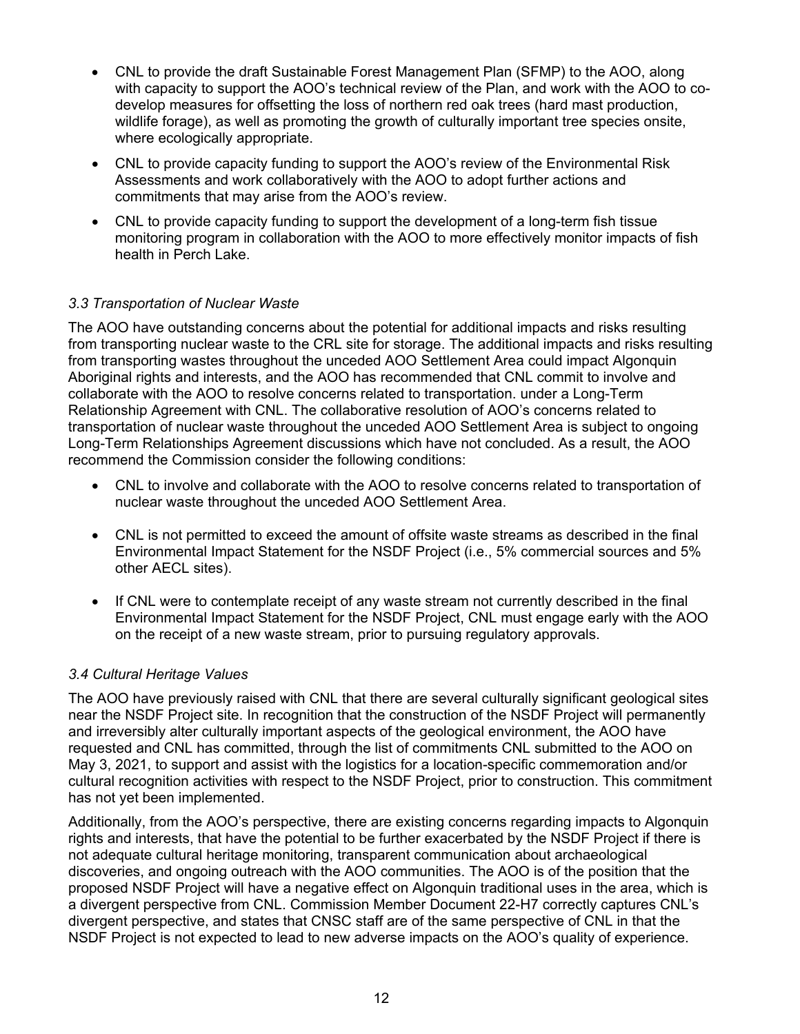- CNL to provide the draft Sustainable Forest Management Plan (SFMP) to the AOO, along with capacity to support the AOO's technical review of the Plan, and work with the AOO to co-develop measures for offsetting the loss of northern red oak trees (hard mast production, wildlife forage), as well as promoting the growth of culturally important tree species onsite, where ecologically appropriate.
- CNL to provide capacity funding to support the AOO's review of the Environmental Risk Assessments and work collaboratively with the AOO to adopt further actions and commitments that may arise from the AOO's review.
- CNL to provide capacity funding to support the development of a long-term fish tissue monitoring program in collaboration with the AOO to more effectively monitor impacts of fish health in Perch Lake.

### *3.3 Transportation of Nuclear Waste*

The AOO have outstanding concerns about the potential for additional impacts and risks resulting from transporting nuclear waste to the CRL site for storage. The additional impacts and risks resulting from transporting wastes throughout the unceded AOO Settlement Area could impact Algonquin Aboriginal rights and interests, and the AOO has recommended that CNL commit to involve and collaborate with the AOO to resolve concerns related to transportation. under a Long-Term Relationship Agreement with CNL. The collaborative resolution of AOO's concerns related to transportation of nuclear waste throughout the unceded AOO Settlement Area is subject to ongoing Long-Term Relationships Agreement discussions which have not concluded. As a result, the AOO recommend the Commission consider the following conditions:

- CNL to involve and collaborate with the AOO to resolve concerns related to transportation of nuclear waste throughout the unceded AOO Settlement Area.
- CNL is not permitted to exceed the amount of offsite waste streams as described in the final Environmental Impact Statement for the NSDF Project (i.e., 5% commercial sources and 5% other AECL sites).
- If CNL were to contemplate receipt of any waste stream not currently described in the final Environmental Impact Statement for the NSDF Project, CNL must engage early with the AOO on the receipt of a new waste stream, prior to pursuing regulatory approvals.

### *3.4 Cultural Heritage Values*

The AOO have previously raised with CNL that there are several culturally significant geological sites near the NSDF Project site. In recognition that the construction of the NSDF Project will permanently and irreversibly alter culturally important aspects of the geological environment, the AOO have requested and CNL has committed, through the list of commitments CNL submitted to the AOO on May 3, 2021, to support and assist with the logistics for a location-specific commemoration and/or cultural recognition activities with respect to the NSDF Project, prior to construction. This commitment has not yet been implemented.

Additionally, from the AOO's perspective, there are existing concerns regarding impacts to Algonquin rights and interests, that have the potential to be further exacerbated by the NSDF Project if there is not adequate cultural heritage monitoring, transparent communication about archaeological discoveries, and ongoing outreach with the AOO communities. The AOO is of the position that the proposed NSDF Project will have a negative effect on Algonquin traditional uses in the area, which is a divergent perspective from CNL. Commission Member Document 22-H7 correctly captures CNL's divergent perspective, and states that CNSC staff are of the same perspective of CNL in that the NSDF Project is not expected to lead to new adverse impacts on the AOO's quality of experience.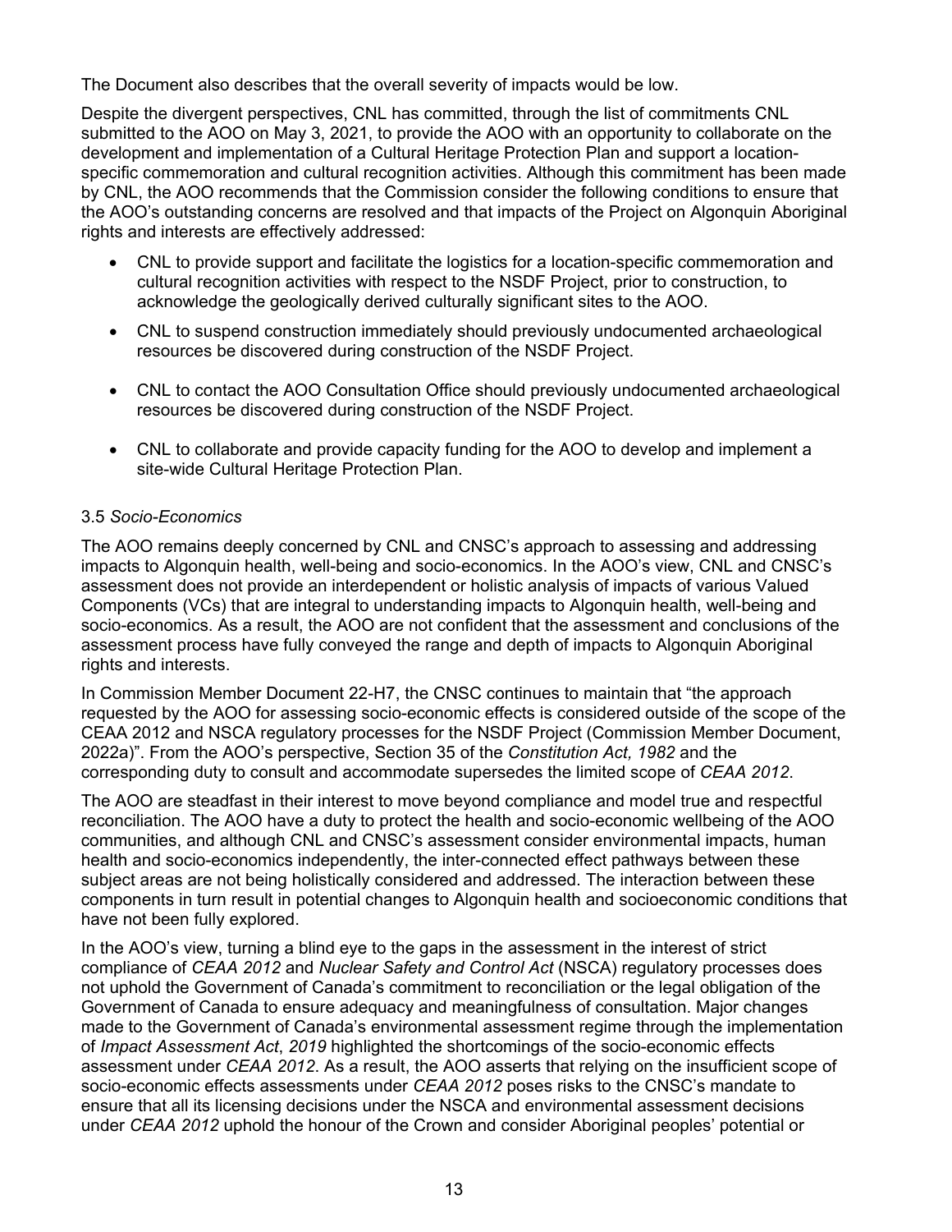The Document also describes that the overall severity of impacts would be low.

Despite the divergent perspectives, CNL has committed, through the list of commitments CNL submitted to the AOO on May 3, 2021, to provide the AOO with an opportunity to collaborate on the development and implementation of a Cultural Heritage Protection Plan and support a location-specific commemoration and cultural recognition activities. Although this commitment has been made by CNL, the AOO recommends that the Commission consider the following conditions to ensure that the AOO's outstanding concerns are resolved and that impacts of the Project on Algonquin Aboriginal rights and interests are effectively addressed:

- CNL to provide support and facilitate the logistics for a location-specific commemoration and cultural recognition activities with respect to the NSDF Project, prior to construction, to acknowledge the geologically derived culturally significant sites to the AOO.
- CNL to suspend construction immediately should previously undocumented archaeological resources be discovered during construction of the NSDF Project.
- CNL to contact the AOO Consultation Office should previously undocumented archaeological resources be discovered during construction of the NSDF Project.
- CNL to collaborate and provide capacity funding for the AOO to develop and implement a site-wide Cultural Heritage Protection Plan.

### 3.5 *Socio-Economics*

The AOO remains deeply concerned by CNL and CNSC's approach to assessing and addressing impacts to Algonquin health, well-being and socio-economics. In the AOO's view, CNL and CNSC's assessment does not provide an interdependent or holistic analysis of impacts of various Valued Components (VCs) that are integral to understanding impacts to Algonquin health, well-being and socio-economics. As a result, the AOO are not confident that the assessment and conclusions of the assessment process have fully conveyed the range and depth of impacts to Algonquin Aboriginal rights and interests.

In Commission Member Document 22-H7, the CNSC continues to maintain that "the approach requested by the AOO for assessing socio-economic effects is considered outside of the scope of the CEAA 2012 and NSCA regulatory processes for the NSDF Project (Commission Member Document, 2022a)". From the AOO's perspective, Section 35 of the *Constitution Act, 1982* and the corresponding duty to consult and accommodate supersedes the limited scope of *CEAA 2012*.

The AOO are steadfast in their interest to move beyond compliance and model true and respectful reconciliation. The AOO have a duty to protect the health and socio-economic wellbeing of the AOO communities, and although CNL and CNSC's assessment consider environmental impacts, human health and socio-economics independently, the inter-connected effect pathways between these subject areas are not being holistically considered and addressed. The interaction between these components in turn result in potential changes to Algonquin health and socioeconomic conditions that have not been fully explored.

In the AOO's view, turning a blind eye to the gaps in the assessment in the interest of strict compliance of *CEAA 2012* and *Nuclear Safety and Control Act* (NSCA) regulatory processes does not uphold the Government of Canada's commitment to reconciliation or the legal obligation of the Government of Canada to ensure adequacy and meaningfulness of consultation. Major changes made to the Government of Canada's environmental assessment regime through the implementation of *Impact Assessment Act, 2019* highlighted the shortcomings of the socio-economic effects assessment under *CEAA 2012*. As a result, the AOO asserts that relying on the insufficient scope of socio-economic effects assessments under *CEAA 2012* poses risks to the CNSC's mandate to ensure that all its licensing decisions under the NSCA and environmental assessment decisions under *CEAA 2012* uphold the honour of the Crown and consider Aboriginal peoples' potential or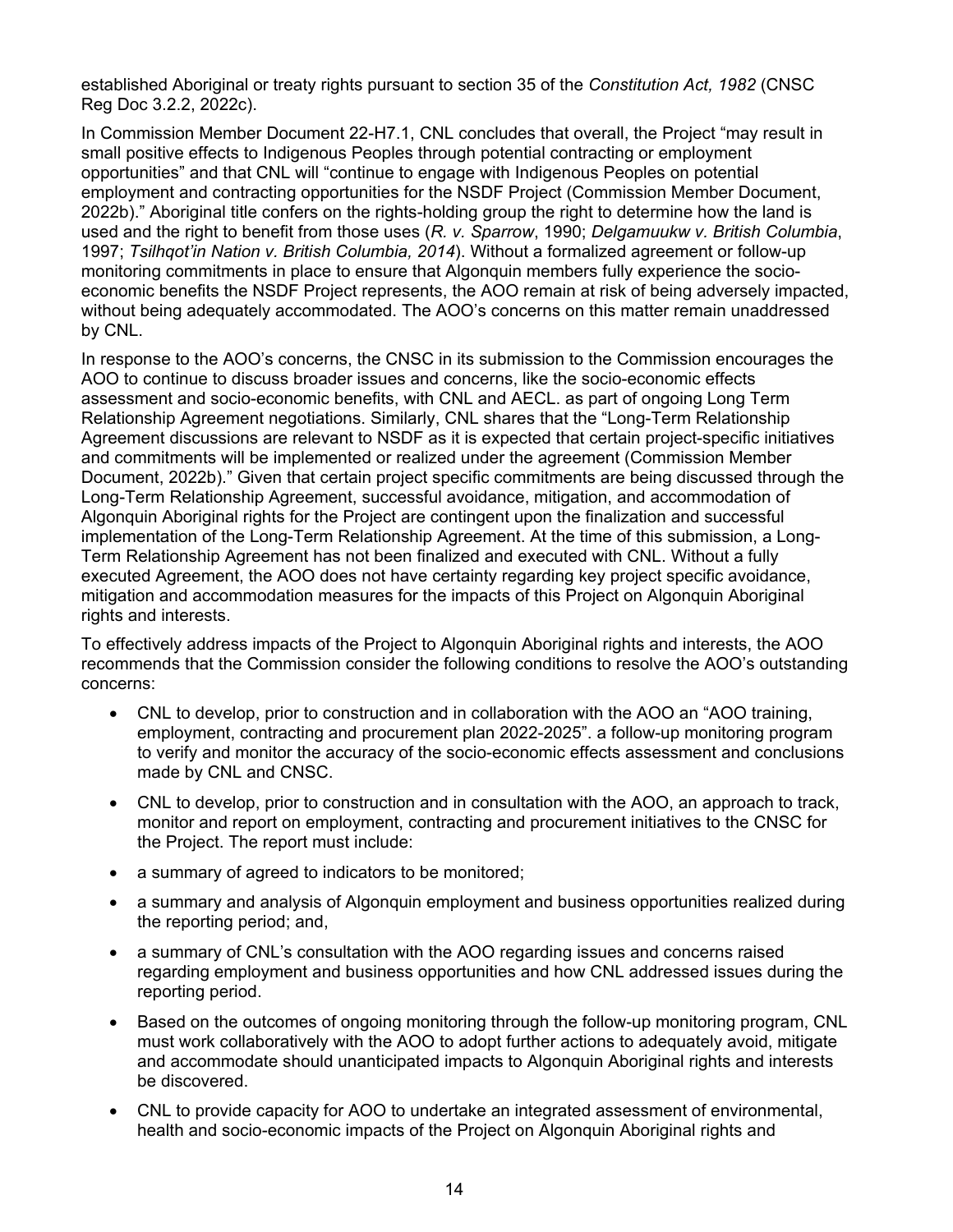established Aboriginal or treaty rights pursuant to section 35 of the *Constitution Act, 1982* (CNSC Reg Doc 3.2.2, 2022c).

In Commission Member Document 22-H7.1, CNL concludes that overall, the Project "may result in small positive effects to Indigenous Peoples through potential contracting or employment opportunities" and that CNL will "continue to engage with Indigenous Peoples on potential employment and contracting opportunities for the NSDF Project (Commission Member Document, 2022b)." Aboriginal title confers on the rights-holding group the right to determine how the land is used and the right to benefit from those uses (*R. v. Sparrow*, 1990; *Delgamuukw v. British Columbia*, 1997; *Tsilhqot'in Nation v. British Columbia, 2014*). Without a formalized agreement or follow-up monitoring commitments in place to ensure that Algonquin members fully experience the socio-economic benefits the NSDF Project represents, the AOO remain at risk of being adversely impacted, without being adequately accommodated. The AOO's concerns on this matter remain unaddressed by CNL.

In response to the AOO's concerns, the CNSC in its submission to the Commission encourages the AOO to continue to discuss broader issues and concerns, like the socio-economic effects assessment and socio-economic benefits, with CNL and AECL. as part of ongoing Long Term Relationship Agreement negotiations. Similarly, CNL shares that the "Long-Term Relationship Agreement discussions are relevant to NSDF as it is expected that certain project-specific initiatives and commitments will be implemented or realized under the agreement (Commission Member Document, 2022b)." Given that certain project specific commitments are being discussed through the Long-Term Relationship Agreement, successful avoidance, mitigation, and accommodation of Algonquin Aboriginal rights for the Project are contingent upon the finalization and successful implementation of the Long-Term Relationship Agreement. At the time of this submission, a Long-Term Relationship Agreement has not been finalized and executed with CNL. Without a fully executed Agreement, the AOO does not have certainty regarding key project specific avoidance, mitigation and accommodation measures for the impacts of this Project on Algonquin Aboriginal rights and interests.

To effectively address impacts of the Project to Algonquin Aboriginal rights and interests, the AOO recommends that the Commission consider the following conditions to resolve the AOO's outstanding concerns:

- CNL to develop, prior to construction and in collaboration with the AOO an "AOO training, employment, contracting and procurement plan 2022-2025". a follow-up monitoring program to verify and monitor the accuracy of the socio-economic effects assessment and conclusions made by CNL and CNSC.
- CNL to develop, prior to construction and in consultation with the AOO, an approach to track, monitor and report on employment, contracting and procurement initiatives to the CNSC for the Project. The report must include:
- a summary of agreed to indicators to be monitored;
- a summary and analysis of Algonquin employment and business opportunities realized during the reporting period; and,
- a summary of CNL's consultation with the AOO regarding issues and concerns raised regarding employment and business opportunities and how CNL addressed issues during the reporting period.
- Based on the outcomes of ongoing monitoring through the follow-up monitoring program, CNL must work collaboratively with the AOO to adopt further actions to adequately avoid, mitigate and accommodate should unanticipated impacts to Algonquin Aboriginal rights and interests be discovered.
- CNL to provide capacity for AOO to undertake an integrated assessment of environmental, health and socio-economic impacts of the Project on Algonquin Aboriginal rights and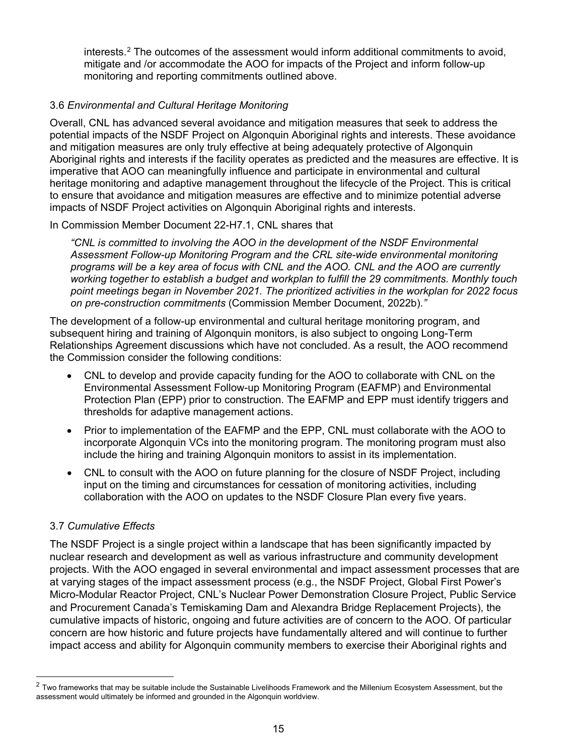interests.[2] The outcomes of the assessment would inform additional commitments to avoid, mitigate and /or accommodate the AOO for impacts of the Project and inform follow-up monitoring and reporting commitments outlined above.

### 3.6 *Environmental and Cultural Heritage Monitoring*

Overall, CNL has advanced several avoidance and mitigation measures that seek to address the potential impacts of the NSDF Project on Algonquin Aboriginal rights and interests. These avoidance and mitigation measures are only truly effective at being adequately protective of Algonquin Aboriginal rights and interests if the facility operates as predicted and the measures are effective. It is imperative that AOO can meaningfully influence and participate in environmental and cultural heritage monitoring and adaptive management throughout the lifecycle of the Project. This is critical to ensure that avoidance and mitigation measures are effective and to minimize potential adverse impacts of NSDF Project activities on Algonquin Aboriginal rights and interests.

In Commission Member Document 22-H7.1, CNL shares that

> *"CNL is committed to involving the AOO in the development of the NSDF Environmental Assessment Follow-up Monitoring Program and the CRL site-wide environmental monitoring programs will be a key area of focus with CNL and the AOO. CNL and the AOO are currently working together to establish a budget and workplan to fulfill the 29 commitments. Monthly touch point meetings began in November 2021. The prioritized activities in the workplan for 2022 focus on pre-construction commitments* (Commission Member Document, 2022b).*"*

The development of a follow-up environmental and cultural heritage monitoring program, and subsequent hiring and training of Algonquin monitors, is also subject to ongoing Long-Term Relationships Agreement discussions which have not concluded. As a result, the AOO recommend the Commission consider the following conditions:

- CNL to develop and provide capacity funding for the AOO to collaborate with CNL on the Environmental Assessment Follow-up Monitoring Program (EAFMP) and Environmental Protection Plan (EPP) prior to construction. The EAFMP and EPP must identify triggers and thresholds for adaptive management actions.
- Prior to implementation of the EAFMP and the EPP, CNL must collaborate with the AOO to incorporate Algonquin VCs into the monitoring program. The monitoring program must also include the hiring and training Algonquin monitors to assist in its implementation.
- CNL to consult with the AOO on future planning for the closure of NSDF Project, including input on the timing and circumstances for cessation of monitoring activities, including collaboration with the AOO on updates to the NSDF Closure Plan every five years.

### 3.7 *Cumulative Effects*

The NSDF Project is a single project within a landscape that has been significantly impacted by nuclear research and development as well as various infrastructure and community development projects. With the AOO engaged in several environmental and impact assessment processes that are at varying stages of the impact assessment process (e.g., the NSDF Project, Global First Power's Micro-Modular Reactor Project, CNL's Nuclear Power Demonstration Closure Project, Public Service and Procurement Canada's Temiskaming Dam and Alexandra Bridge Replacement Projects), the cumulative impacts of historic, ongoing and future activities are of concern to the AOO. Of particular concern are how historic and future projects have fundamentally altered and will continue to further impact access and ability for Algonquin community members to exercise their Aboriginal rights and

---

[2] Two frameworks that may be suitable include the Sustainable Livelihoods Framework and the Millenium Ecosystem Assessment, but the assessment would ultimately be informed and grounded in the Algonquin worldview.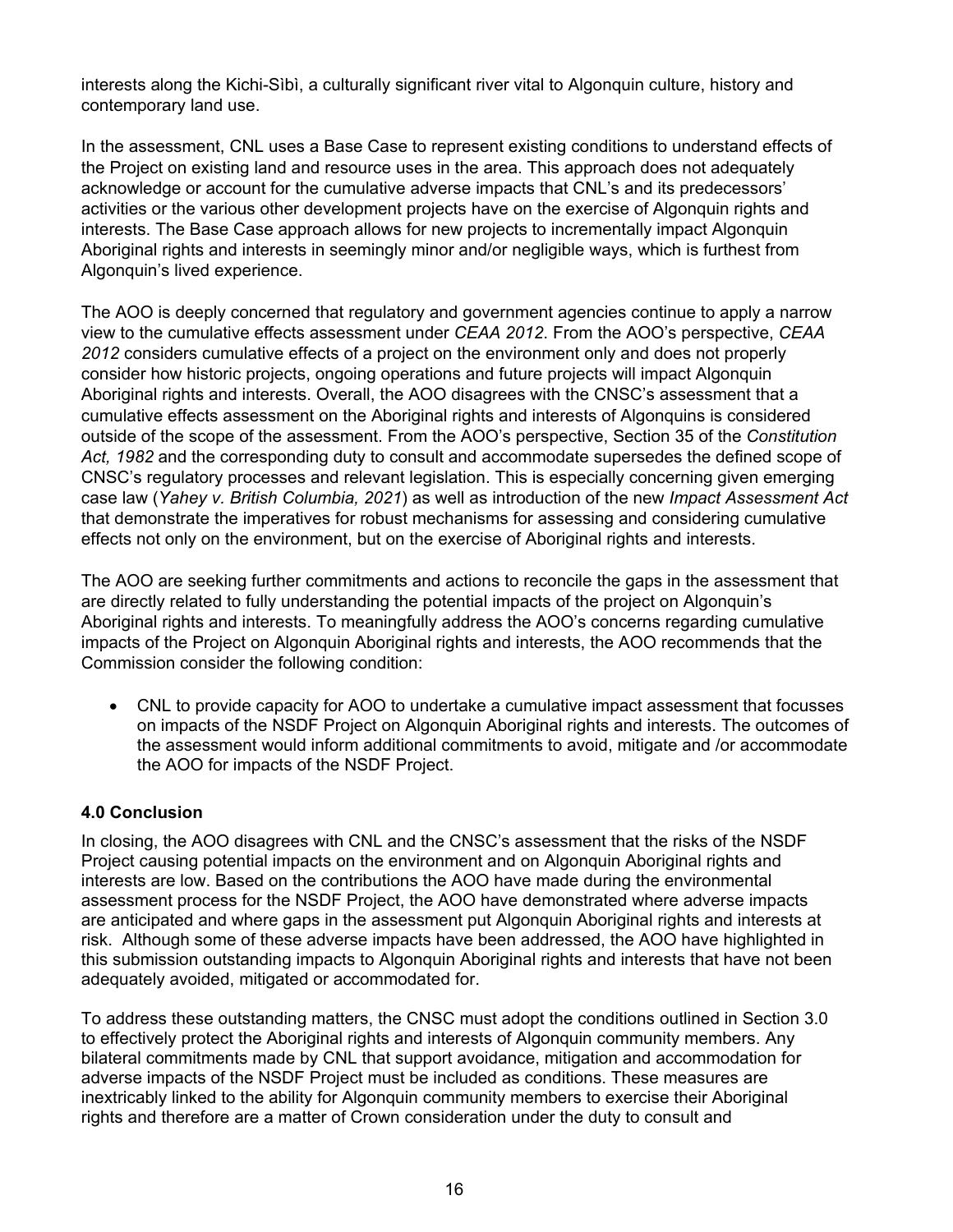interests along the Kichi-Sìbì, a culturally significant river vital to Algonquin culture, history and contemporary land use.

In the assessment, CNL uses a Base Case to represent existing conditions to understand effects of the Project on existing land and resource uses in the area. This approach does not adequately acknowledge or account for the cumulative adverse impacts that CNL's and its predecessors' activities or the various other development projects have on the exercise of Algonquin rights and interests. The Base Case approach allows for new projects to incrementally impact Algonquin Aboriginal rights and interests in seemingly minor and/or negligible ways, which is furthest from Algonquin's lived experience.

The AOO is deeply concerned that regulatory and government agencies continue to apply a narrow view to the cumulative effects assessment under *CEAA 2012*. From the AOO's perspective, *CEAA 2012* considers cumulative effects of a project on the environment only and does not properly consider how historic projects, ongoing operations and future projects will impact Algonquin Aboriginal rights and interests. Overall, the AOO disagrees with the CNSC's assessment that a cumulative effects assessment on the Aboriginal rights and interests of Algonquins is considered outside of the scope of the assessment. From the AOO's perspective, Section 35 of the *Constitution Act, 1982* and the corresponding duty to consult and accommodate supersedes the defined scope of CNSC's regulatory processes and relevant legislation. This is especially concerning given emerging case law (*Yahey v. British Columbia, 2021*) as well as introduction of the new *Impact Assessment Act* that demonstrate the imperatives for robust mechanisms for assessing and considering cumulative effects not only on the environment, but on the exercise of Aboriginal rights and interests.

The AOO are seeking further commitments and actions to reconcile the gaps in the assessment that are directly related to fully understanding the potential impacts of the project on Algonquin's Aboriginal rights and interests. To meaningfully address the AOO's concerns regarding cumulative impacts of the Project on Algonquin Aboriginal rights and interests, the AOO recommends that the Commission consider the following condition:

- CNL to provide capacity for AOO to undertake a cumulative impact assessment that focusses on impacts of the NSDF Project on Algonquin Aboriginal rights and interests. The outcomes of the assessment would inform additional commitments to avoid, mitigate and /or accommodate the AOO for impacts of the NSDF Project.

### 4.0 Conclusion

In closing, the AOO disagrees with CNL and the CNSC's assessment that the risks of the NSDF Project causing potential impacts on the environment and on Algonquin Aboriginal rights and interests are low. Based on the contributions the AOO have made during the environmental assessment process for the NSDF Project, the AOO have demonstrated where adverse impacts are anticipated and where gaps in the assessment put Algonquin Aboriginal rights and interests at risk. Although some of these adverse impacts have been addressed, the AOO have highlighted in this submission outstanding impacts to Algonquin Aboriginal rights and interests that have not been adequately avoided, mitigated or accommodated for.

To address these outstanding matters, the CNSC must adopt the conditions outlined in Section 3.0 to effectively protect the Aboriginal rights and interests of Algonquin community members. Any bilateral commitments made by CNL that support avoidance, mitigation and accommodation for adverse impacts of the NSDF Project must be included as conditions. These measures are inextricably linked to the ability for Algonquin community members to exercise their Aboriginal rights and therefore are a matter of Crown consideration under the duty to consult and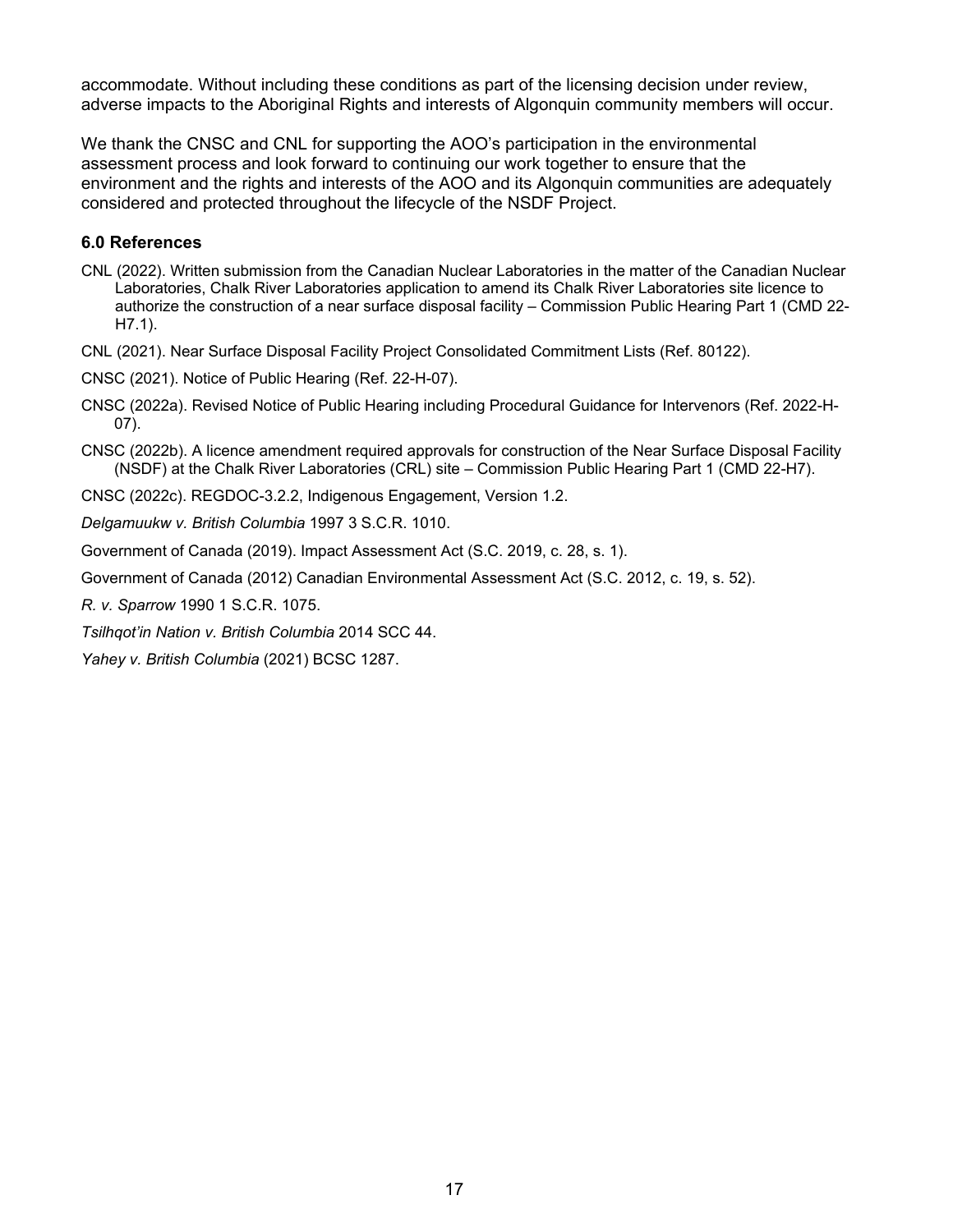accommodate. Without including these conditions as part of the licensing decision under review, adverse impacts to the Aboriginal Rights and interests of Algonquin community members will occur.

We thank the CNSC and CNL for supporting the AOO's participation in the environmental assessment process and look forward to continuing our work together to ensure that the environment and the rights and interests of the AOO and its Algonquin communities are adequately considered and protected throughout the lifecycle of the NSDF Project.

### 6.0 References

CNL (2022). Written submission from the Canadian Nuclear Laboratories in the matter of the Canadian Nuclear Laboratories, Chalk River Laboratories application to amend its Chalk River Laboratories site licence to authorize the construction of a near surface disposal facility – Commission Public Hearing Part 1 (CMD 22-H7.1).

CNL (2021). Near Surface Disposal Facility Project Consolidated Commitment Lists (Ref. 80122).

CNSC (2021). Notice of Public Hearing (Ref. 22-H-07).

CNSC (2022a). Revised Notice of Public Hearing including Procedural Guidance for Intervenors (Ref. 2022-H-07).

CNSC (2022b). A licence amendment required approvals for construction of the Near Surface Disposal Facility (NSDF) at the Chalk River Laboratories (CRL) site – Commission Public Hearing Part 1 (CMD 22-H7).

CNSC (2022c). REGDOC-3.2.2, Indigenous Engagement, Version 1.2.

*Delgamuukw v. British Columbia* 1997 3 S.C.R. 1010.

Government of Canada (2019). Impact Assessment Act (S.C. 2019, c. 28, s. 1).

Government of Canada (2012) Canadian Environmental Assessment Act (S.C. 2012, c. 19, s. 52).

*R. v. Sparrow* 1990 1 S.C.R. 1075.

*Tsilhqot'in Nation v. British Columbia* 2014 SCC 44.

*Yahey v. British Columbia* (2021) BCSC 1287.